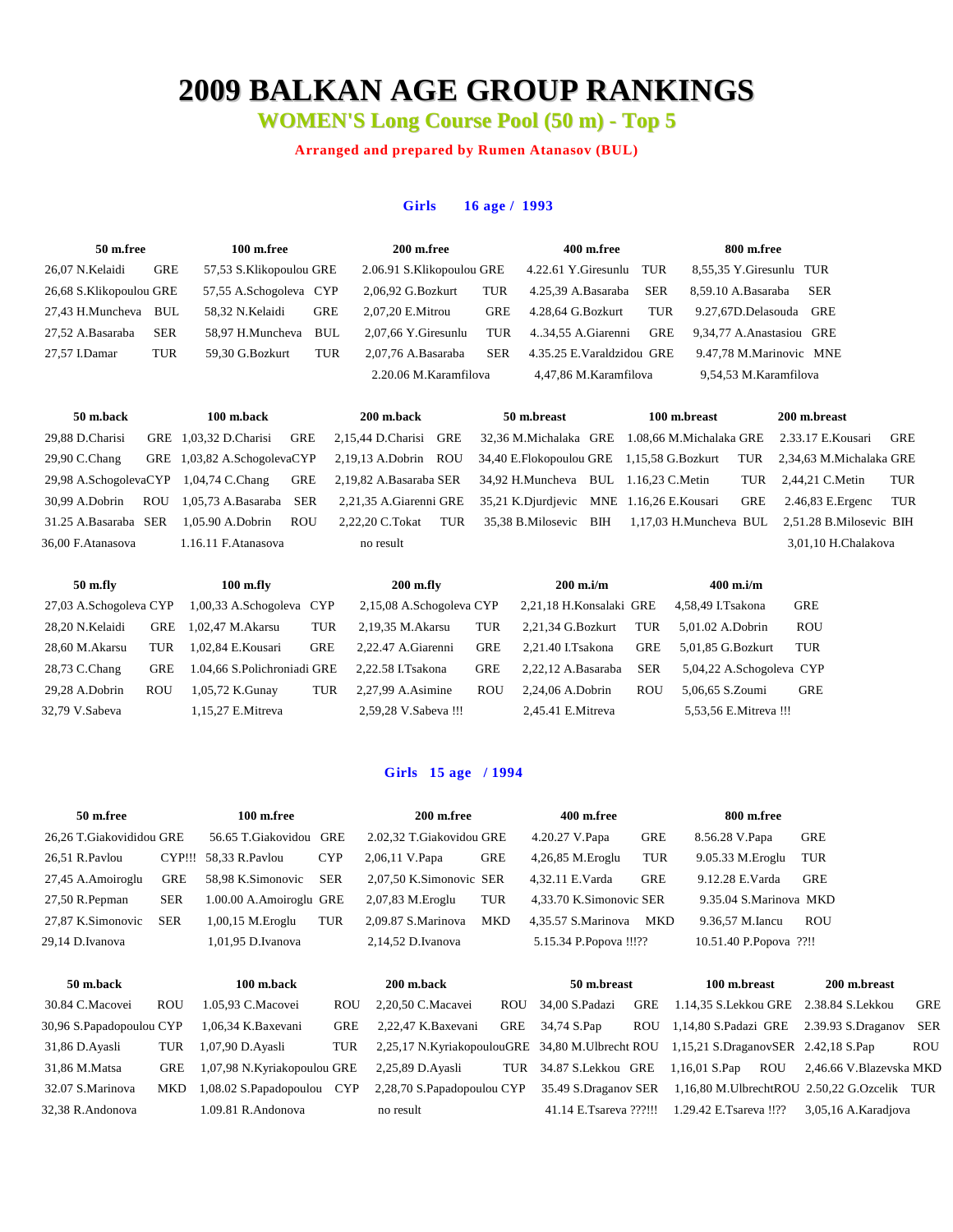# 2009 BALKAN AGE GROUP RANKINGS

## WOMEN'S Long Course Pool (50 m) - Top 5

**Arranged and prepared by Rumen Atanasov (BUL)**

### Girls 16 age / 1993

| 50 m.free | | 100 m.free | | 200 m.free | | 400 m.free | | 800 m.free | |
|---|---|---|---|---|---|---|---|---|---|
| 26,07 N.Kelaidi | GRE | 57,53 S.Klikopoulou | GRE | 2.06.91 S.Klikopoulou | GRE | 4.22.61 Y.Giresunlu | TUR | 8,55,35 Y.Giresunlu | TUR |
| 26,68 S.Klikopoulou | GRE | 57,55 A.Schogoleva | CYP | 2,06,92 G.Bozkurt | TUR | 4.25,39 A.Basaraba | SER | 8,59.10 A.Basaraba | SER |
| 27,43 H.Muncheva | BUL | 58,32 N.Kelaidi | GRE | 2,07,20 E.Mitrou | GRE | 4.28,64 G.Bozkurt | TUR | 9.27,67D.Delasouda | GRE |
| 27,52 A.Basaraba | SER | 58,97 H.Muncheva | BUL | 2,07,66 Y.Giresunlu | TUR | 4..34,55 A.Giarenni | GRE | 9,34,77 A.Anastasiou | GRE |
| 27,57 I.Damar | TUR | 59,30 G.Bozkurt | TUR | 2,07,76 A.Basaraba | SER | 4.35.25 E.Varaldzidou | GRE | 9.47,78 M.Marinovic | MNE |
| | | | | 2.20.06 M.Karamfilova | | 4,47,86 M.Karamfilova | | 9,54,53 M.Karamfilova | |

| 50 m.back | | 100 m.back | | 200 m.back | | 50 m.breast | | 100 m.breast | | 200 m.breast | |
|---|---|---|---|---|---|---|---|---|---|---|---|
| 29,88 D.Charisi | GRE | 1,03,32 D.Charisi | GRE | 2,15,44 D.Charisi | GRE | 32,36 M.Michalaka | GRE | 1.08,66 M.Michalaka | GRE | 2.33.17 E.Kousari | GRE |
| 29,90 C.Chang | GRE | 1,03,82 A.Schogoleva | CYP | 2,19,13 A.Dobrin | ROU | 34,40 E.Flokopoulou | GRE | 1,15,58 G.Bozkurt | TUR | 2,34,63 M.Michalaka | GRE |
| 29,98 A.Schogoleva | CYP | 1,04,74 C.Chang | GRE | 2,19,82 A.Basaraba | SER | 34,92 H.Muncheva | BUL | 1.16,23 C.Metin | TUR | 2,44,21 C.Metin | TUR |
| 30,99 A.Dobrin | ROU | 1,05,73 A.Basaraba | SER | 2,21,35 A.Giarenni | GRE | 35,21 K.Djurdjevic | MNE | 1.16,26 E.Kousari | GRE | 2.46,83 E.Ergenc | TUR |
| 31.25 A.Basaraba | SER | 1,05.90 A.Dobrin | ROU | 2,22,20 C.Tokat | TUR | 35,38 B.Milosevic | BIH | 1,17,03 H.Muncheva | BUL | 2,51.28 B.Milosevic | BIH |
| 36,00 F.Atanasova | | 1.16.11 F.Atanasova | | no result | | | | | | 3,01,10 H.Chalakova | |

| 50 m.fly | | 100 m.fly | | 200 m.fly | | 200 m.i/m | | 400 m.i/m | |
|---|---|---|---|---|---|---|---|---|---|
| 27,03 A.Schogoleva | CYP | 1,00,33 A.Schogoleva | CYP | 2,15,08 A.Schogoleva | CYP | 2,21,18 H.Konsalaki | GRE | 4,58,49 I.Tsakona | GRE |
| 28,20 N.Kelaidi | GRE | 1,02,47 M.Akarsu | TUR | 2,19,35 M.Akarsu | TUR | 2,21,34 G.Bozkurt | TUR | 5,01.02 A.Dobrin | ROU |
| 28,60 M.Akarsu | TUR | 1,02,84 E.Kousari | GRE | 2,22.47 A.Giarenni | GRE | 2,21.40 I.Tsakona | GRE | 5,01,85 G.Bozkurt | TUR |
| 28,73 C.Chang | GRE | 1.04,66 S.Polichroniadi | GRE | 2,22.58 I.Tsakona | GRE | 2,22,12 A.Basaraba | SER | 5,04,22 A.Schogoleva | CYP |
| 29,28 A.Dobrin | ROU | 1,05,72 K.Gunay | TUR | 2,27,99 A.Asimine | ROU | 2,24,06 A.Dobrin | ROU | 5,06,65 S.Zoumi | GRE |
| 32,79 V.Sabeva | | 1,15,27 E.Mitreva | | 2,59,28 V.Sabeva !!! | | 2,45.41 E.Mitreva | | 5,53,56 E.Mitreva !!! | |

### Girls 15 age / 1994

| 50 m.free | | 100 m.free | | 200 m.free | | 400 m.free | | 800 m.free | |
|---|---|---|---|---|---|---|---|---|---|
| 26,26 T.Giakovididou | GRE | 56.65 T.Giakovidou | GRE | 2.02,32 T.Giakovidou | GRE | 4.20.27 V.Papa | GRE | 8.56.28 V.Papa | GRE |
| 26,51 R.Pavlou | CYP!!! | 58,33 R.Pavlou | CYP | 2,06,11 V.Papa | GRE | 4,26,85 M.Eroglu | TUR | 9.05.33 M.Eroglu | TUR |
| 27,45 A.Amoiroglu | GRE | 58,98 K.Simonovic | SER | 2,07,50 K.Simonovic | SER | 4,32,11 E.Varda | GRE | 9.12.28 E.Varda | GRE |
| 27,50 R.Pepman | SER | 1.00.00 A.Amoiroglu | GRE | 2,07,83 M.Eroglu | TUR | 4,33.70 K.Simonovic | SER | 9.35.04 S.Marinova | MKD |
| 27,87 K.Simonovic | SER | 1,00,15 M.Eroglu | TUR | 2,09.87 S.Marinova | MKD | 4,35.57 S.Marinova | MKD | 9.36,57 M.Iancu | ROU |
| 29,14 D.Ivanova | | 1,01,95 D.Ivanova | | 2,14,52 D.Ivanova | | 5.15.34 P.Popova !!!?? | | 10.51.40 P.Popova ??!! | |

| 50 m.back | | 100 m.back | | 200 m.back | | 50 m.breast | | 100 m.breast | | 200 m.breast | |
|---|---|---|---|---|---|---|---|---|---|---|---|
| 30.84 C.Macovei | ROU | 1.05,93 C.Macovei | ROU | 2,20,50 C.Macavei | ROU | 34,00 S.Padazi | GRE | 1.14,35 S.Lekkou | GRE | 2.38.84 S.Lekkou | GRE |
| 30,96 S.Papadopoulou | CYP | 1,06,34 K.Baxevani | GRE | 2,22,47 K.Baxevani | GRE | 34,74 S.Pap | ROU | 1,14,80 S.Padazi | GRE | 2.39.93 S.Draganov | SER |
| 31,86 D.Ayasli | TUR | 1,07,90 D.Ayasli | TUR | 2,25,17 N.Kyriakopoulou | GRE | 34,80 M.Ulbrecht | ROU | 1,15,21 S.Draganov | SER | 2.42,18 S.Pap | ROU |
| 31,86 M.Matsa | GRE | 1,07,98 N.Kyriakopoulou | GRE | 2,25,89 D.Ayasli | TUR | 34.87 S.Lekkou | GRE | 1,16,01 S.Pap | ROU | 2,46.66 V.Blazevska | MKD |
| 32.07 S.Marinova | MKD | 1,08.02 S.Papadopoulou | CYP | 2,28,70 S.Papadopoulou | CYP | 35.49 S.Draganov | SER | 1,16,80 M.Ulbrecht | ROU | 2.50,22 G.Ozcelik | TUR |
| 32,38 R.Andonova | | 1.09.81 R.Andonova | | no result | | 41.14 E.Tsareva ???!!! | | 1.29.42 E.Tsareva !!?? | | 3,05,16 A.Karadjova | |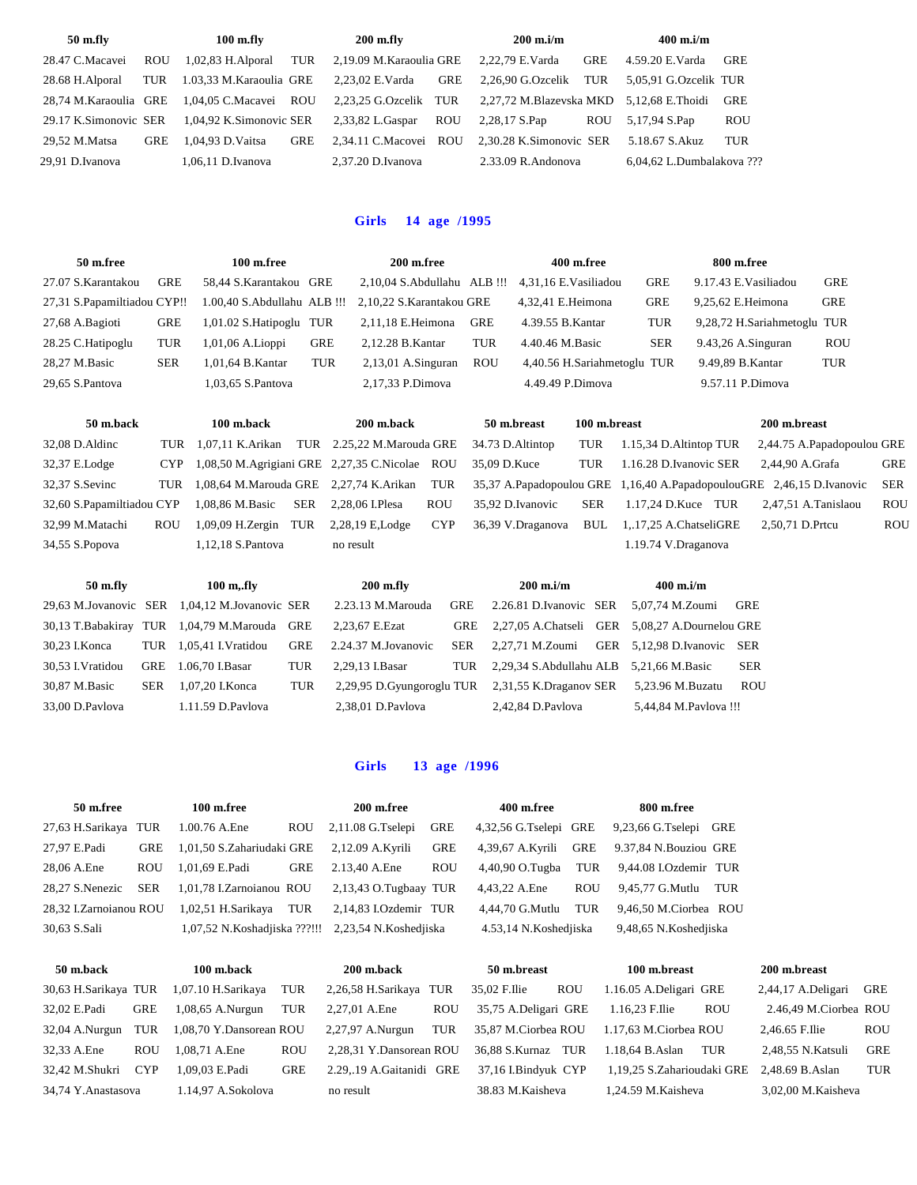| 50 m.fly | | 100 m.fly | | 200 m.fly | | 200 m.i/m | | 400 m.i/m | |
|---|---|---|---|---|---|---|---|---|---|
| 28.47 C.Macavei | ROU | 1,02,83 H.Alporal | TUR | 2,19.09 M.Karaoulia | GRE | 2,22,79 E.Varda | GRE | 4.59.20 E.Varda | GRE |
| 28.68 H.Alporal | TUR | 1.03,33 M.Karaoulia | GRE | 2,23,02 E.Varda | GRE | 2,26,90 G.Ozcelik | TUR | 5,05,91 G.Ozcelik | TUR |
| 28,74 M.Karaoulia | GRE | 1,04,05 C.Macavei | ROU | 2,23,25 G.Ozcelik | TUR | 2,27,72 M.Blazevska | MKD | 5,12,68 E.Thoidi | GRE |
| 29.17 K.Simonovic | SER | 1,04,92 K.Simonovic | SER | 2,33,82 L.Gaspar | ROU | 2,28,17 S.Pap | ROU | 5,17,94 S.Pap | ROU |
| 29,52 M.Matsa | GRE | 1,04,93 D.Vaitsa | GRE | 2,34.11 C.Macovei | ROU | 2,30.28 K.Simonovic | SER | 5.18.67 S.Akuz | TUR |
| 29,91 D.Ivanova | | 1,06,11 D.Ivanova | | 2,37.20 D.Ivanova | | 2.33.09 R.Andonova | | 6,04,62 L.Dumbalakova ??? | |

## Girls 14 age /1995

| 50 m.free | | 100 m.free | | 200 m.free | | 400 m.free | | 800 m.free | |
|---|---|---|---|---|---|---|---|---|---|
| 27.07 S.Karantakou | GRE | 58,44 S.Karantakou | GRE | 2,10,04 S.Abdullahu | ALB !!! | 4,31,16 E.Vasiliadou | GRE | 9.17.43 E.Vasiliadou | GRE |
| 27,31 S.Papamiltiadou | CYP!! | 1.00,40 S.Abdullahu | ALB !!! | 2,10,22 S.Karantakou | GRE | 4,32,41 E.Heimona | GRE | 9,25,62 E.Heimona | GRE |
| 27,68 A.Bagioti | GRE | 1,01.02 S.Hatipoglu | TUR | 2,11,18 E.Heimona | GRE | 4.39.55 B.Kantar | TUR | 9,28,72 H.Sariahmetoglu | TUR |
| 28.25 C.Hatipoglu | TUR | 1,01,06 A.Lioppi | GRE | 2,12.28 B.Kantar | TUR | 4.40.46 M.Basic | SER | 9.43,26 A.Singuran | ROU |
| 28,27 M.Basic | SER | 1,01,64 B.Kantar | TUR | 2,13,01 A.Singuran | ROU | 4,40.56 H.Sariahmetoglu | TUR | 9.49,89 B.Kantar | TUR |
| 29,65 S.Pantova | | 1,03,65 S.Pantova | | 2,17,33 P.Dimova | | 4.49.49 P.Dimova | | 9.57.11 P.Dimova | |

| 50 m.back | | 100 m.back | | 200 m.back | | 50 m.breast | | 100 m.breast | | 200 m.breast | |
|---|---|---|---|---|---|---|---|---|---|---|---|
| 32,08 D.Aldinc | TUR | 1,07,11 K.Arikan | TUR | 2.25,22 M.Marouda | GRE | 34.73 D.Altintop | TUR | 1.15,34 D.Altintop | TUR | 2,44.75 A.Papadopoulou | GRE |
| 32,37 E.Lodge | CYP | 1,08,50 M.Agrigiani | GRE | 2,27,35 C.Nicolae | ROU | 35,09 D.Kuce | TUR | 1.16.28 D.Ivanovic | SER | 2,44,90 A.Grafa | GRE |
| 32,37 S.Sevinc | TUR | 1,08,64 M.Marouda | GRE | 2,27,74 K.Arikan | TUR | 35,37 A.Papadopoulou | GRE | 1,16,40 A.Papadopoulou | GRE | 2,46,15 D.Ivanovic | SER |
| 32,60 S.Papamiltiadou | CYP | 1,08,86 M.Basic | SER | 2,28,06 I.Plesa | ROU | 35,92 D.Ivanovic | SER | 1.17,24 D.Kuce | TUR | 2,47,51 A.Tanislaou | ROU |
| 32,99 M.Matachi | ROU | 1,09,09 H.Zergin | TUR | 2,28,19 E,Lodge | CYP | 36,39 V.Draganova | BUL | 1,.17,25 A.Chatseli | GRE | 2,50,71 D.Prtcu | ROU |
| 34,55 S.Popova | | 1,12,18 S.Pantova | | no result | | | | 1.19.74 V.Draganova | | | |

| 50 m.fly | | 100 m,.fly | | 200 m.fly | | 200 m.i/m | | 400 m.i/m | |
|---|---|---|---|---|---|---|---|---|---|
| 29,63 M.Jovanovic | SER | 1,04,12 M.Jovanovic | SER | 2.23.13 M.Marouda | GRE | 2.26.81 D.Ivanovic | SER | 5,07,74 M.Zoumi | GRE |
| 30,13 T.Babakiray | TUR | 1,04,79 M.Marouda | GRE | 2,23,67 E.Ezat | GRE | 2,27,05 A.Chatseli | GER | 5,08,27 A.Dournelou | GRE |
| 30,23 I.Konca | TUR | 1,05,41 I.Vratidou | GRE | 2.24.37 M.Jovanovic | SER | 2,27,71 M.Zoumi | GER | 5,12,98 D.Ivanovic | SER |
| 30,53 I.Vratidou | GRE | 1.06,70 I.Basar | TUR | 2,29,13 I.Basar | TUR | 2,29,34 S.Abdullahu | ALB | 5,21,66 M.Basic | SER |
| 30,87 M.Basic | SER | 1,07,20 I.Konca | TUR | 2,29,95 D.Gyungoroglu | TUR | 2,31,55 K.Draganov | SER | 5,23.96 M.Buzatu | ROU |
| 33,00 D.Pavlova | | 1.11.59 D.Pavlova | | 2,38,01 D.Pavlova | | 2,42,84 D.Pavlova | | 5,44,84 M.Pavlova !!! | |

## Girls 13 age /1996

| 50 m.free | | 100 m.free | | 200 m.free | | 400 m.free | | 800 m.free | |
|---|---|---|---|---|---|---|---|---|---|
| 27,63 H.Sarikaya | TUR | 1.00.76 A.Ene | ROU | 2,11.08 G.Tselepi | GRE | 4,32,56 G.Tselepi | GRE | 9,23,66 G.Tselepi | GRE |
| 27,97 E.Padi | GRE | 1,01,50 S.Zahariudaki | GRE | 2,12.09 A.Kyrili | GRE | 4,39,67 A.Kyrili | GRE | 9.37,84 N.Bouziou | GRE |
| 28,06 A.Ene | ROU | 1,01,69 E.Padi | GRE | 2.13,40 A.Ene | ROU | 4,40,90 O.Tugba | TUR | 9,44.08 I.Ozdemir | TUR |
| 28,27 S.Nenezic | SER | 1,01,78 I.Zarnoianou | ROU | 2,13,43 O.Tugbaay | TUR | 4,43,22 A.Ene | ROU | 9,45,77 G.Mutlu | TUR |
| 28,32 I.Zarnoianou | ROU | 1,02,51 H.Sarikaya | TUR | 2,14,83 I.Ozdemir | TUR | 4,44,70 G.Mutlu | TUR | 9,46,50 M.Ciorbea | ROU |
| 30,63 S.Sali | | 1,07,52 N.Koshadjiska ???!!! | | 2,23,54 N.Koshedjiska | | 4.53,14 N.Koshedjiska | | 9,48,65 N.Koshedjiska | |

| 50 m.back | | 100 m.back | | 200 m.back | | 50 m.breast | | 100 m.breast | | 200 m.breast | |
|---|---|---|---|---|---|---|---|---|---|---|---|
| 30,63 H.Sarikaya | TUR | 1,07.10 H.Sarikaya | TUR | 2,26,58 H.Sarikaya | TUR | 35,02 F.Ilie | ROU | 1.16.05 A.Deligari | GRE | 2,44,17 A.Deligari | GRE |
| 32,02 E.Padi | GRE | 1,08,65 A.Nurgun | TUR | 2,27,01 A.Ene | ROU | 35,75 A.Deligari | GRE | 1.16,23 F.Ilie | ROU | 2.46,49 M.Ciorbea | ROU |
| 32,04 A.Nurgun | TUR | 1,08,70 Y.Dansorean | ROU | 2,27,97 A.Nurgun | TUR | 35,87 M.Ciorbea | ROU | 1.17,63 M.Ciorbea | ROU | 2,46.65 F.Ilie | ROU |
| 32,33 A.Ene | ROU | 1,08,71 A.Ene | ROU | 2,28,31 Y.Dansorean | ROU | 36,88 S.Kurnaz | TUR | 1.18,64 B.Aslan | TUR | 2,48,55 N.Katsuli | GRE |
| 32,42 M.Shukri | CYP | 1,09,03 E.Padi | GRE | 2.29,.19 A.Gaitanidi | GRE | 37,16 I.Bindyuk | CYP | 1,19,25 S.Zaharioudaki | GRE | 2.48.69 B.Aslan | TUR |
| 34,74 Y.Anastasova | | 1.14,97 A.Sokolova | | no result | | 38.83 M.Kaisheva | | 1,24.59 M.Kaisheva | | 3,02,00 M.Kaisheva | |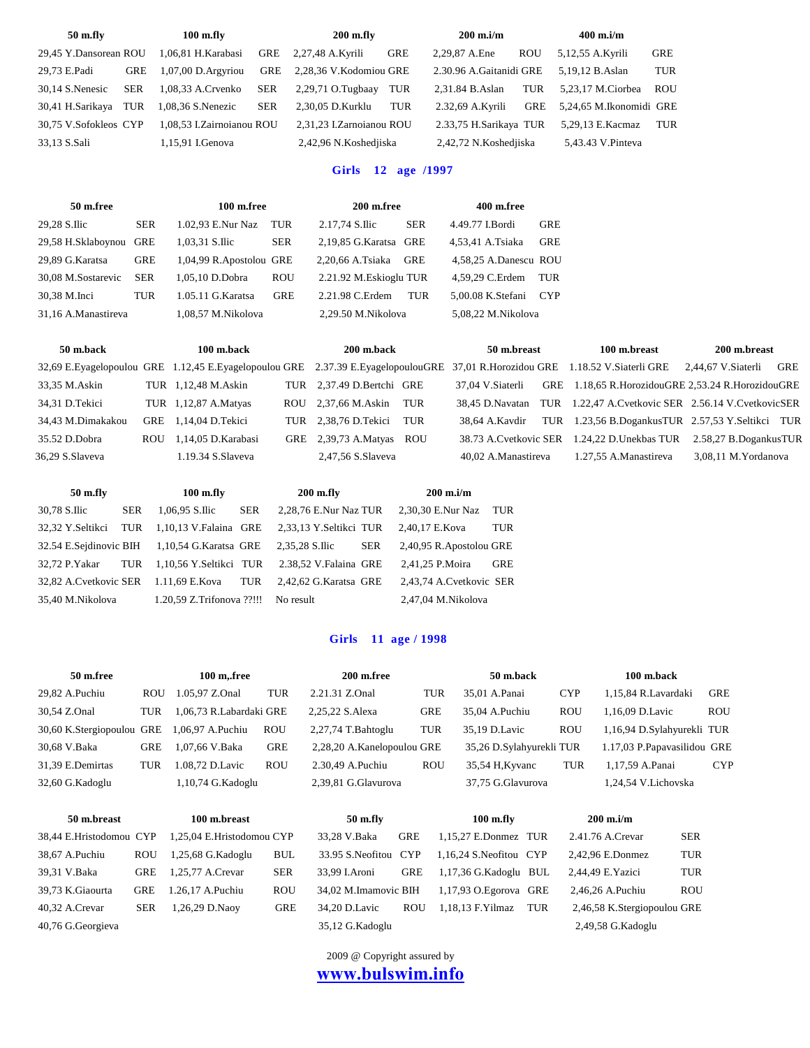| 50 m.fly | | 100 m.fly | | 200 m.fly | | 200 m.i/m | | 400 m.i/m | |
|---|---|---|---|---|---|---|---|---|---|
| 29,45 Y.Dansorean | ROU | 1,06,81 H.Karabasi | GRE | 2,27,48 A.Kyrili | GRE | 2,29,87 A.Ene | ROU | 5,12,55 A.Kyrili | GRE |
| 29,73 E.Padi | GRE | 1,07,00 D.Argyriou | GRE | 2,28,36 V.Kodomiou | GRE | 2.30.96 A.Gaitanidi | GRE | 5,19,12 B.Aslan | TUR |
| 30,14 S.Nenesic | SER | 1,08,33 A.Crvenko | SER | 2,29,71 O.Tugbaay | TUR | 2,31.84 B.Aslan | TUR | 5,23,17 M.Ciorbea | ROU |
| 30,41 H.Sarikaya | TUR | 1,08,36 S.Nenezic | SER | 2,30,05 D.Kurklu | TUR | 2.32,69 A.Kyrili | GRE | 5,24,65 M.Ikonomidi | GRE |
| 30,75 V.Sofokleos | CYP | 1,08,53 I.Zairnoianou | ROU | 2,31,23 I.Zarnoianou | ROU | 2.33,75 H.Sarikaya | TUR | 5,29,13 E.Kacmaz | TUR |
| 33,13 S.Sali | | 1,15,91 I.Genova | | 2,42,96 N.Koshedjiska | | 2,42,72 N.Koshedjiska | | 5,43.43 V.Pinteva | |

## Girls 12 age /1997

| 50 m.free | | 100 m.free | | 200 m.free | | 400 m.free | |
|---|---|---|---|---|---|---|---|
| 29,28 S.Ilic | SER | 1.02,93 E.Nur Naz | TUR | 2.17,74 S.Ilic | SER | 4.49.77 I.Bordi | GRE |
| 29,58 H.Sklaboynou | GRE | 1,03,31 S.Ilic | SER | 2,19,85 G.Karatsa | GRE | 4,53,41 A.Tsiaka | GRE |
| 29,89 G.Karatsa | GRE | 1,04,99 R.Apostolou | GRE | 2,20,66 A.Tsiaka | GRE | 4,58,25 A.Danescu | ROU |
| 30,08 M.Sostarevic | SER | 1,05,10 D.Dobra | ROU | 2.21.92 M.Eskioglu | TUR | 4,59,29 C.Erdem | TUR |
| 30,38 M.Inci | TUR | 1.05.11 G.Karatsa | GRE | 2.21.98 C.Erdem | TUR | 5,00.08 K.Stefani | CYP |
| 31,16 A.Manastireva | | 1,08,57 M.Nikolova | | 2,29.50 M.Nikolova | | 5,08,22 M.Nikolova | |

| 50 m.back | | 100 m.back | | 200 m.back | | 50 m.breast | | 100 m.breast | | 200 m.breast | |
|---|---|---|---|---|---|---|---|---|---|---|---|
| 32,69 E.Eyagelopoulou | GRE | 1.12,45 E.Eyagelopoulou | GRE | 2.37.39 E.Eyagelopoulou | GRE | 37,01 R.Horozidou | GRE | 1.18.52 V.Siaterli | GRE | 2,44,67 V.Siaterli | GRE |
| 33,35 M.Askin | TUR | 1,12,48 M.Askin | TUR | 2,37.49 D.Bertchi | GRE | 37,04 V.Siaterli | GRE | 1.18,65 R.Horozidou | GRE | 2,53.24 R.Horozidou | GRE |
| 34,31 D.Tekici | TUR | 1,12,87 A.Matyas | ROU | 2,37,66 M.Askin | TUR | 38,45 D.Navatan | TUR | 1.22,47 A.Cvetkovic | SER | 2.56.14 V.Cvetkovic | SER |
| 34,43 M.Dimakakou | GRE | 1,14,04 D.Tekici | TUR | 2,38,76 D.Tekici | TUR | 38,64 A.Kavdir | TUR | 1.23,56 B.Dogankus | TUR | 2.57,53 Y.Seltikci | TUR |
| 35.52 D.Dobra | ROU | 1,14,05 D.Karabasi | GRE | 2,39,73 A.Matyas | ROU | 38.73 A.Cvetkovic | SER | 1,24,22 D.Unekbas | TUR | 2.58,27 B.Dogankus | TUR |
| 36,29 S.Slaveva | | 1.19.34 S.Slaveva | | 2,47,56 S.Slaveva | | 40,02 A.Manastireva | | 1.27,55 A.Manastireva | | 3,08,11 M.Yordanova | |

| 50 m.fly | | 100 m.fly | | 200 m.fly | | 200 m.i/m | |
|---|---|---|---|---|---|---|---|
| 30,78 S.Ilic | SER | 1,06,95 S.Ilic | SER | 2,28,76 E.Nur Naz | TUR | 2,30,30 E.Nur Naz | TUR |
| 32,32 Y.Seltikci | TUR | 1,10,13 V.Falaina | GRE | 2,33,13 Y.Seltikci | TUR | 2,40,17 E.Kova | TUR |
| 32.54 E.Sejdinovic | BIH | 1,10,54 G.Karatsa | GRE | 2,35,28 S.Ilic | SER | 2,40,95 R.Apostolou | GRE |
| 32,72 P.Yakar | TUR | 1,10,56 Y.Seltikci | TUR | 2.38,52 V.Falaina | GRE | 2,41,25 P.Moira | GRE |
| 32,82 A.Cvetkovic | SER | 1.11,69 E.Kova | TUR | 2,42,62 G.Karatsa | GRE | 2,43,74 A.Cvetkovic | SER |
| 35,40 M.Nikolova | | 1.20,59 Z.Trifonova ??!!! | | No result | | 2,47,04 M.Nikolova | |

## Girls 11 age / 1998

| 50 m.free | | 100 m,.free | | 200 m.free | | 50 m.back | | 100 m.back | |
|---|---|---|---|---|---|---|---|---|---|
| 29,82 A.Puchiu | ROU | 1.05,97 Z.Onal | TUR | 2.21.31 Z.Onal | TUR | 35,01 A.Panai | CYP | 1,15,84 R.Lavardaki | GRE |
| 30,54 Z.Onal | TUR | 1,06,73 R.Labardaki | GRE | 2,25,22 S.Alexa | GRE | 35,04 A.Puchiu | ROU | 1,16,09 D.Lavic | ROU |
| 30,60 K.Stergiopoulou | GRE | 1,06,97 A.Puchiu | ROU | 2,27,74 T.Bahtoglu | TUR | 35,19 D.Lavic | ROU | 1,16,94 D.Sylahyurekli | TUR |
| 30,68 V.Baka | GRE | 1,07,66 V.Baka | GRE | 2,28,20 A.Kanelopoulou | GRE | 35,26 D.Sylahyurekli | TUR | 1.17,03 P.Papavasilidou | GRE |
| 31,39 E.Demirtas | TUR | 1.08,72 D.Lavic | ROU | 2.30,49 A.Puchiu | ROU | 35,54 H,Kyvanc | TUR | 1,17,59 A.Panai | CYP |
| 32,60 G.Kadoglu | | 1,10,74 G.Kadoglu | | 2,39,81 G.Glavurova | | 37,75 G.Glavurova | | 1,24,54 V.Lichovska | |

| 50 m.breast | | 100 m.breast | | 50 m.fly | | 100 m.fly | | 200 m.i/m | |
|---|---|---|---|---|---|---|---|---|---|
| 38,44 E.Hristodomou | CYP | 1,25,04 E.Hristodomou | CYP | 33,28 V.Baka | GRE | 1,15,27 E.Donmez | TUR | 2.41.76 A.Crevar | SER |
| 38,67 A.Puchiu | ROU | 1,25,68 G.Kadoglu | BUL | 33.95 S.Neofitou | CYP | 1,16,24 S.Neofitou | CYP | 2,42,96 E.Donmez | TUR |
| 39,31 V.Baka | GRE | 1,25,77 A.Crevar | SER | 33,99 I.Aroni | GRE | 1,17,36 G.Kadoglu | BUL | 2,44,49 E.Yazici | TUR |
| 39,73 K.Giaourta | GRE | 1.26,17 A.Puchiu | ROU | 34,02 M.Imamovic | BIH | 1,17,93 O.Egorova | GRE | 2,46,26 A.Puchiu | ROU |
| 40,32 A.Crevar | SER | 1,26,29 D.Naoy | GRE | 34,20 D.Lavic | ROU | 1,18,13 F.Yilmaz | TUR | 2,46,58 K.Stergiopoulou | GRE |
| 40,76 G.Georgieva | | | | 35,12 G.Kadoglu | | | | 2,49,58 G.Kadoglu | |

2009 @ Copyright assured by

**www.bulswim.info**